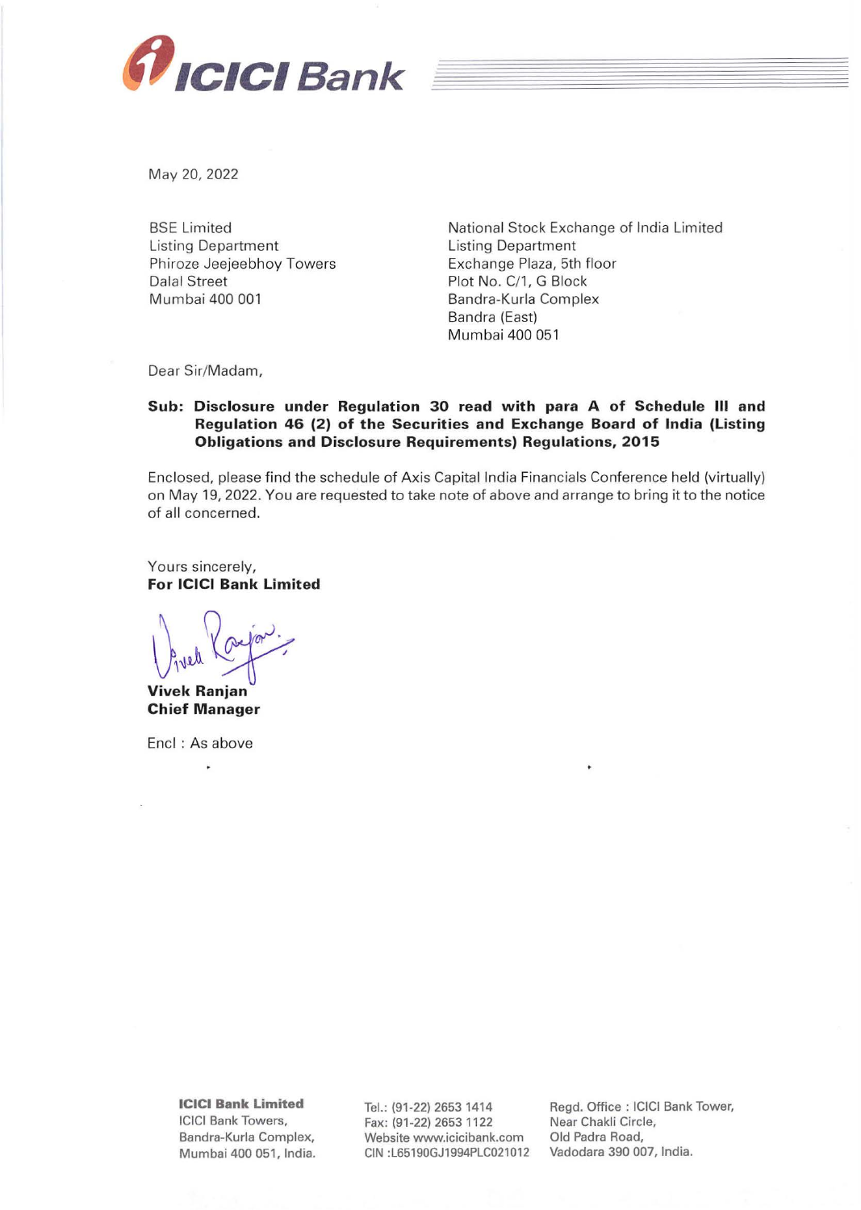May 20, 2022

BSE Limited
Listing Department
Phiroze Jeejeebhoy Towers
Dalal Street
Mumbai 400 001

National Stock Exchange of India Limited
Listing Department
Exchange Plaza, 5th floor
Plot No. C/1, G Block
Bandra-Kurla Complex
Bandra (East)
Mumbai 400 051

Dear Sir/Madam,

**Sub: Disclosure under Regulation 30 read with para A of Schedule III and Regulation 46 (2) of the Securities and Exchange Board of India (Listing Obligations and Disclosure Requirements) Regulations, 2015**

Enclosed, please find the schedule of Axis Capital India Financials Conference held (virtually) on May 19, 2022. You are requested to take note of above and arrange to bring it to the notice of all concerned.

Yours sincerely,
**For ICICI Bank Limited**

**Vivek Ranjan**
**Chief Manager**

Encl : As above

**ICICI Bank Limited**
ICICI Bank Towers,
Bandra-Kurla Complex,
Mumbai 400 051, India.

Tel.: (91-22) 2653 1414
Fax: (91-22) 2653 1122
Website www.icicibank.com
CIN :L65190GJ1994PLC021012

Regd. Office : ICICI Bank Tower,
Near Chakli Circle,
Old Padra Road,
Vadodara 390 007, India.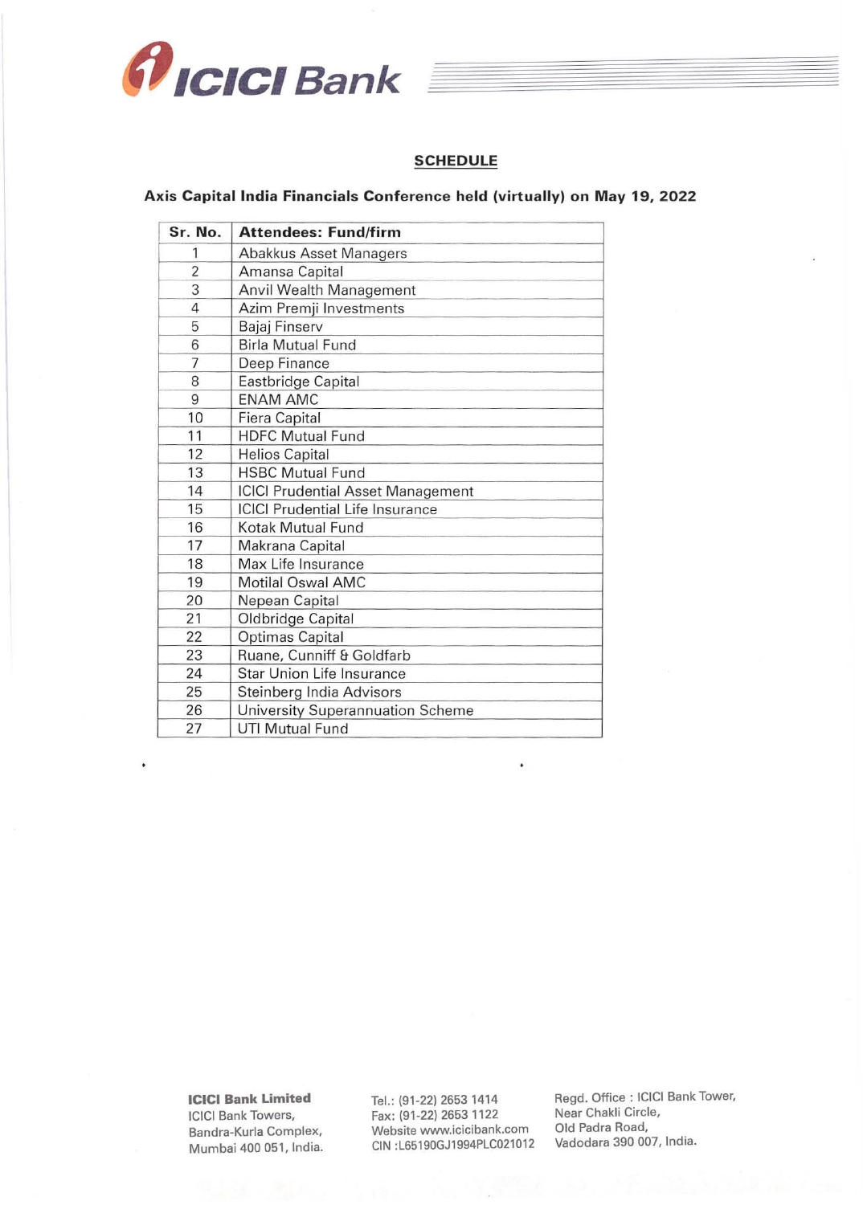## SCHEDULE

**Axis Capital India Financials Conference held (virtually) on May 19, 2022**

| Sr. No. | Attendees: Fund/firm |
|---|---|
| 1 | Abakkus Asset Managers |
| 2 | Amansa Capital |
| 3 | Anvil Wealth Management |
| 4 | Azim Premji Investments |
| 5 | Bajaj Finserv |
| 6 | Birla Mutual Fund |
| 7 | Deep Finance |
| 8 | Eastbridge Capital |
| 9 | ENAM AMC |
| 10 | Fiera Capital |
| 11 | HDFC Mutual Fund |
| 12 | Helios Capital |
| 13 | HSBC Mutual Fund |
| 14 | ICICI Prudential Asset Management |
| 15 | ICICI Prudential Life Insurance |
| 16 | Kotak Mutual Fund |
| 17 | Makrana Capital |
| 18 | Max Life Insurance |
| 19 | Motilal Oswal AMC |
| 20 | Nepean Capital |
| 21 | Oldbridge Capital |
| 22 | Optimas Capital |
| 23 | Ruane, Cunniff & Goldfarb |
| 24 | Star Union Life Insurance |
| 25 | Steinberg India Advisors |
| 26 | University Superannuation Scheme |
| 27 | UTI Mutual Fund |